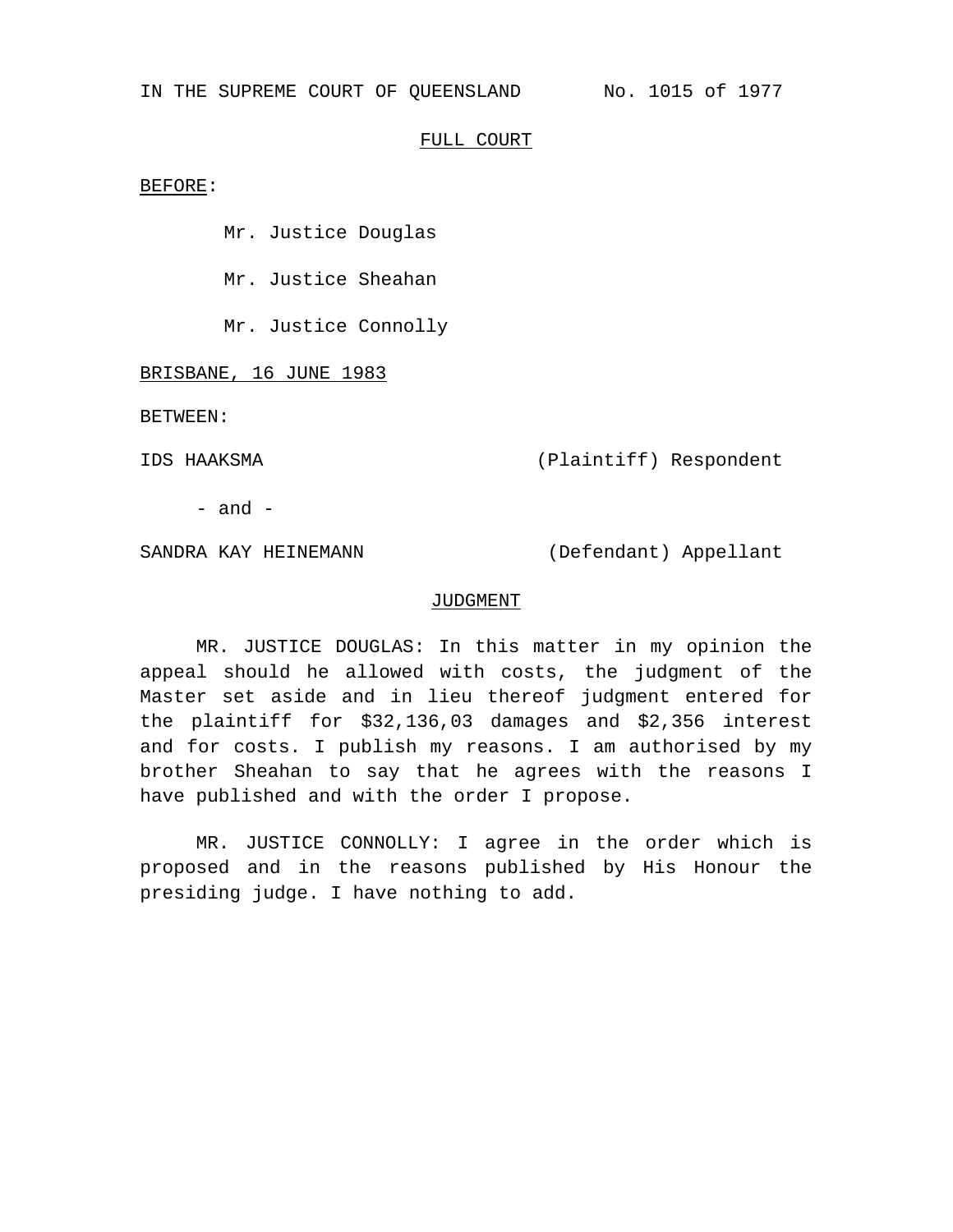IN THE SUPREME COURT OF QUEENSLAND No. 1015 of 1977

FULL COURT

BEFORE:

Mr. Justice Douglas

Mr. Justice Sheahan

Mr. Justice Connolly

BRISBANE, 16 JUNE 1983

BETWEEN:

IDS HAAKSMA (Plaintiff) Respondent

- and -

SANDRA KAY HEINEMANN (Defendant) Appellant

JUDGMENT

MR. JUSTICE DOUGLAS: In this matter in my opinion the appeal should he allowed with costs, the judgment of the Master set aside and in lieu thereof judgment entered for the plaintiff for $32,136,03 damages and $2,356 interest and for costs. I publish my reasons. I am authorised by my brother Sheahan to say that he agrees with the reasons I have published and with the order I propose.

MR. JUSTICE CONNOLLY: I agree in the order which is proposed and in the reasons published by His Honour the presiding judge. I have nothing to add.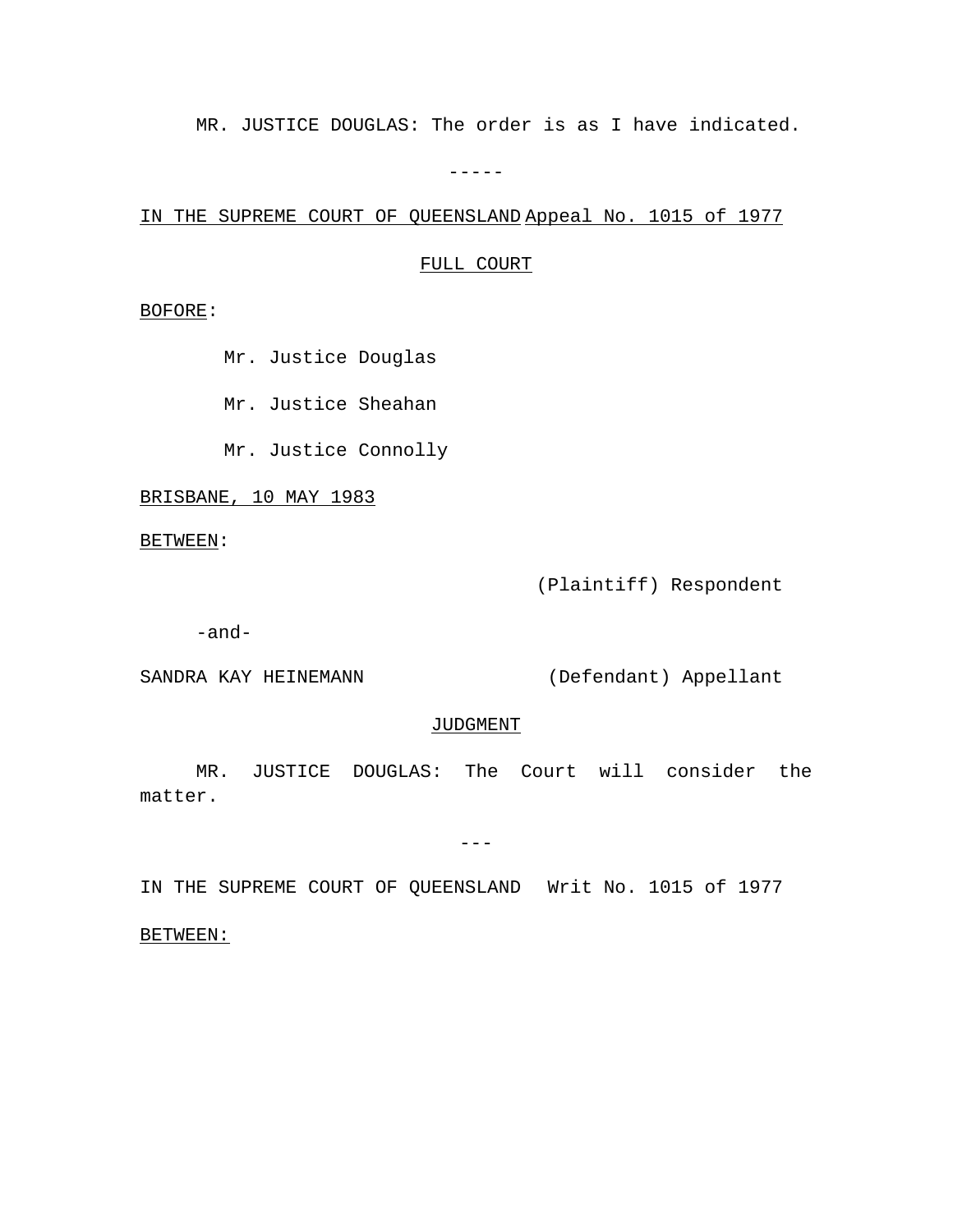MR. JUSTICE DOUGLAS: The order is as I have indicated.

-----

IN THE SUPREME COURT OF QUEENSLAND Appeal No. 1015 of 1977

FULL COURT

BOFORE:

Mr. Justice Douglas

Mr. Justice Sheahan

Mr. Justice Connolly

BRISBANE, 10 MAY 1983

BETWEEN:

(Plaintiff) Respondent

-and-

SANDRA KAY HEINEMANN (Defendant) Appellant

JUDGMENT

MR. JUSTICE DOUGLAS: The Court will consider the matter.

---

IN THE SUPREME COURT OF QUEENSLAND Writ No. 1015 of 1977

BETWEEN: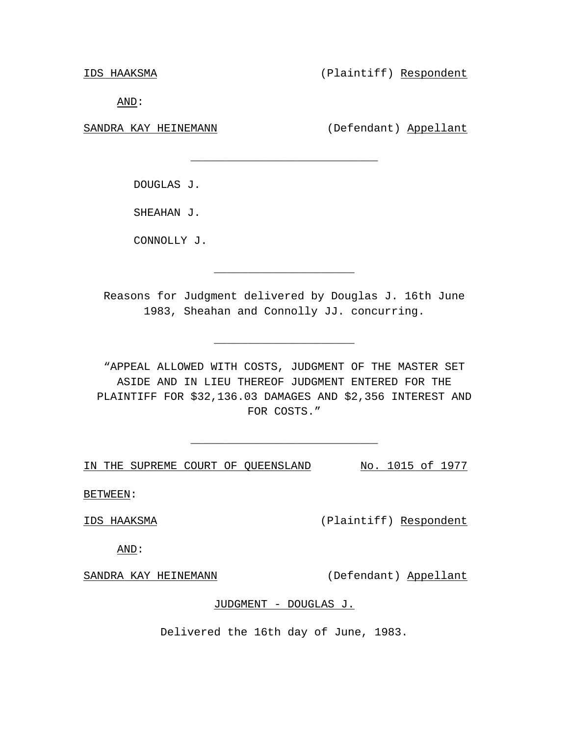IDS HAAKSMA (Plaintiff) Respondent

AND:

SANDRA KAY HEINEMANN (Defendant) Appellant

---

DOUGLAS J.

SHEAHAN J.

CONNOLLY J.

---

Reasons for Judgment delivered by Douglas J. 16th June 1983, Sheahan and Connolly JJ. concurring.

---

"APPEAL ALLOWED WITH COSTS, JUDGMENT OF THE MASTER SET ASIDE AND IN LIEU THEREOF JUDGMENT ENTERED FOR THE PLAINTIFF FOR $32,136.03 DAMAGES AND $2,356 INTEREST AND FOR COSTS."

---

IN THE SUPREME COURT OF QUEENSLAND No. 1015 of 1977

BETWEEN:

IDS HAAKSMA (Plaintiff) Respondent

AND:

SANDRA KAY HEINEMANN (Defendant) Appellant

JUDGMENT - DOUGLAS J.

Delivered the 16th day of June, 1983.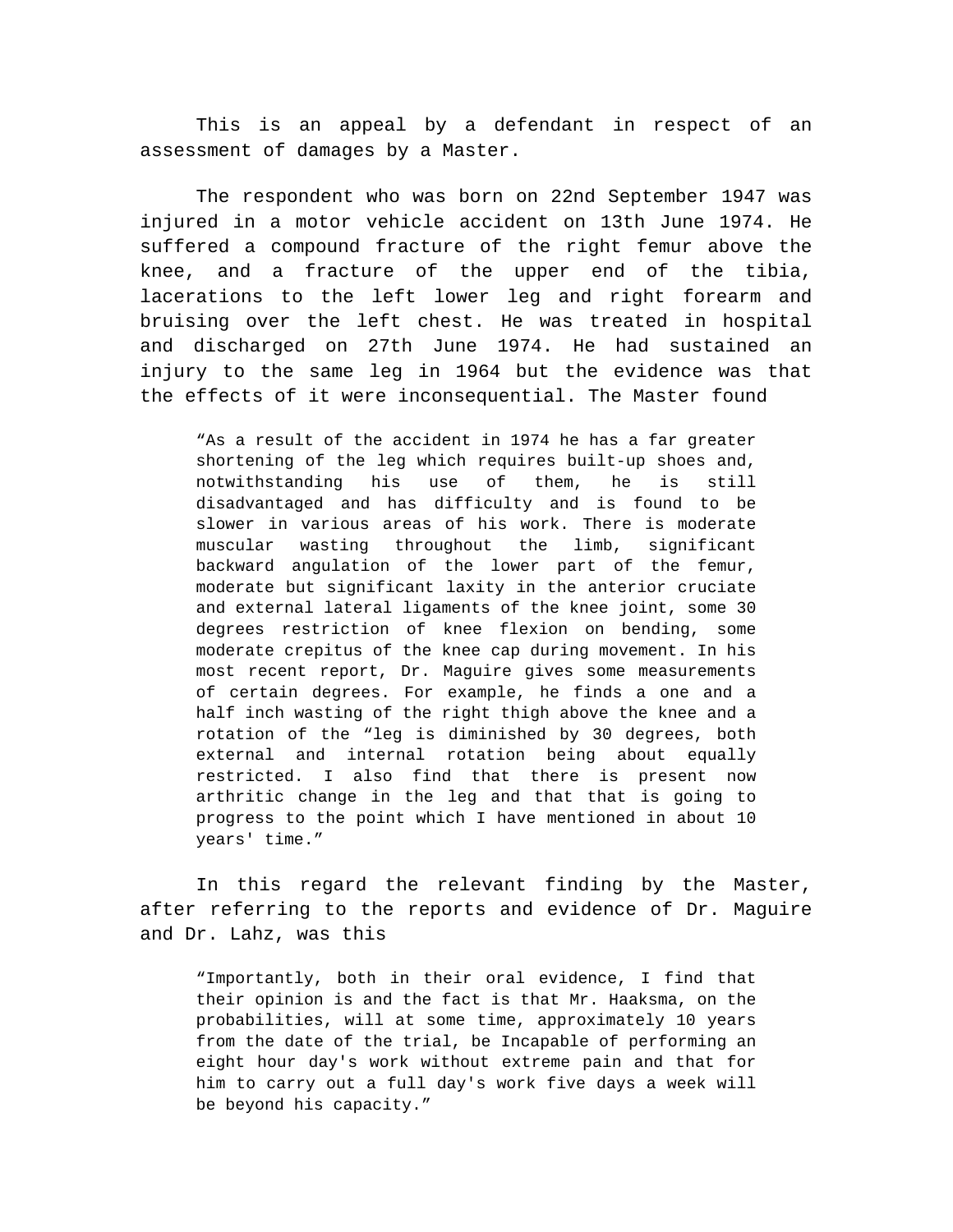This is an appeal by a defendant in respect of an assessment of damages by a Master.

The respondent who was born on 22nd September 1947 was injured in a motor vehicle accident on 13th June 1974. He suffered a compound fracture of the right femur above the knee, and a fracture of the upper end of the tibia, lacerations to the left lower leg and right forearm and bruising over the left chest. He was treated in hospital and discharged on 27th June 1974. He had sustained an injury to the same leg in 1964 but the evidence was that the effects of it were inconsequential. The Master found

> "As a result of the accident in 1974 he has a far greater shortening of the leg which requires built-up shoes and, notwithstanding his use of them, he is still disadvantaged and has difficulty and is found to be slower in various areas of his work. There is moderate muscular wasting throughout the limb, significant backward angulation of the lower part of the femur, moderate but significant laxity in the anterior cruciate and external lateral ligaments of the knee joint, some 30 degrees restriction of knee flexion on bending, some moderate crepitus of the knee cap during movement. In his most recent report, Dr. Maguire gives some measurements of certain degrees. For example, he finds a one and a half inch wasting of the right thigh above the knee and a rotation of the "leg is diminished by 30 degrees, both external and internal rotation being about equally restricted. I also find that there is present now arthritic change in the leg and that that is going to progress to the point which I have mentioned in about 10 years' time."

In this regard the relevant finding by the Master, after referring to the reports and evidence of Dr. Maguire and Dr. Lahz, was this

> "Importantly, both in their oral evidence, I find that their opinion is and the fact is that Mr. Haaksma, on the probabilities, will at some time, approximately 10 years from the date of the trial, be Incapable of performing an eight hour day's work without extreme pain and that for him to carry out a full day's work five days a week will be beyond his capacity."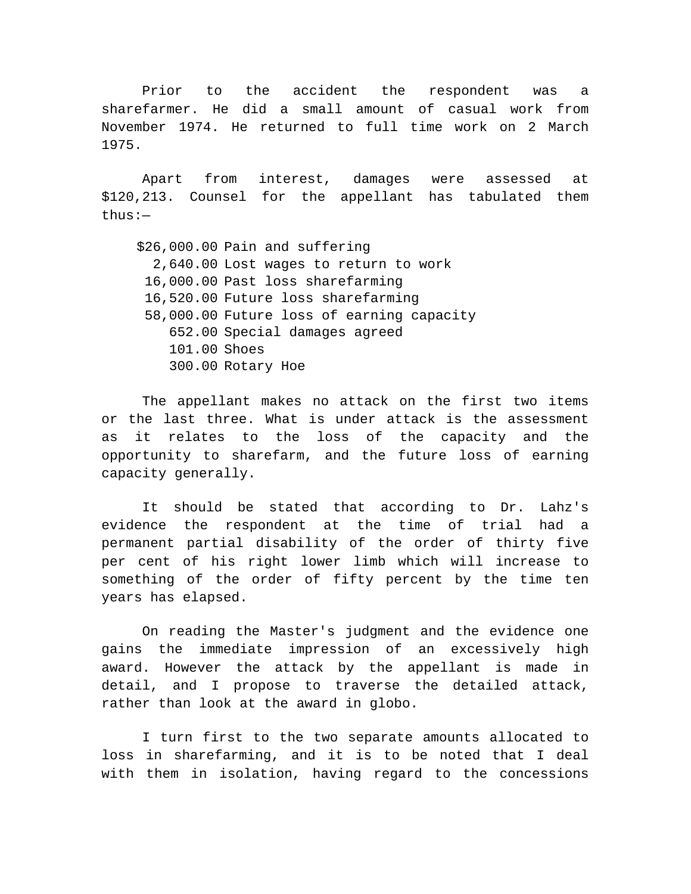Prior to the accident the respondent was a sharefarmer. He did a small amount of casual work from November 1974. He returned to full time work on 2 March 1975.

Apart from interest, damages were assessed at $120,213. Counsel for the appellant has tabulated them thus:—

| | |
|---:|---|
| $26,000.00 | Pain and suffering |
| 2,640.00 | Lost wages to return to work |
| 16,000.00 | Past loss sharefarming |
| 16,520.00 | Future loss sharefarming |
| 58,000.00 | Future loss of earning capacity |
| 652.00 | Special damages agreed |
| 101.00 | Shoes |
| 300.00 | Rotary Hoe |

The appellant makes no attack on the first two items or the last three. What is under attack is the assessment as it relates to the loss of the capacity and the opportunity to sharefarm, and the future loss of earning capacity generally.

It should be stated that according to Dr. Lahz's evidence the respondent at the time of trial had a permanent partial disability of the order of thirty five per cent of his right lower limb which will increase to something of the order of fifty percent by the time ten years has elapsed.

On reading the Master's judgment and the evidence one gains the immediate impression of an excessively high award. However the attack by the appellant is made in detail, and I propose to traverse the detailed attack, rather than look at the award in globo.

I turn first to the two separate amounts allocated to loss in sharefarming, and it is to be noted that I deal with them in isolation, having regard to the concessions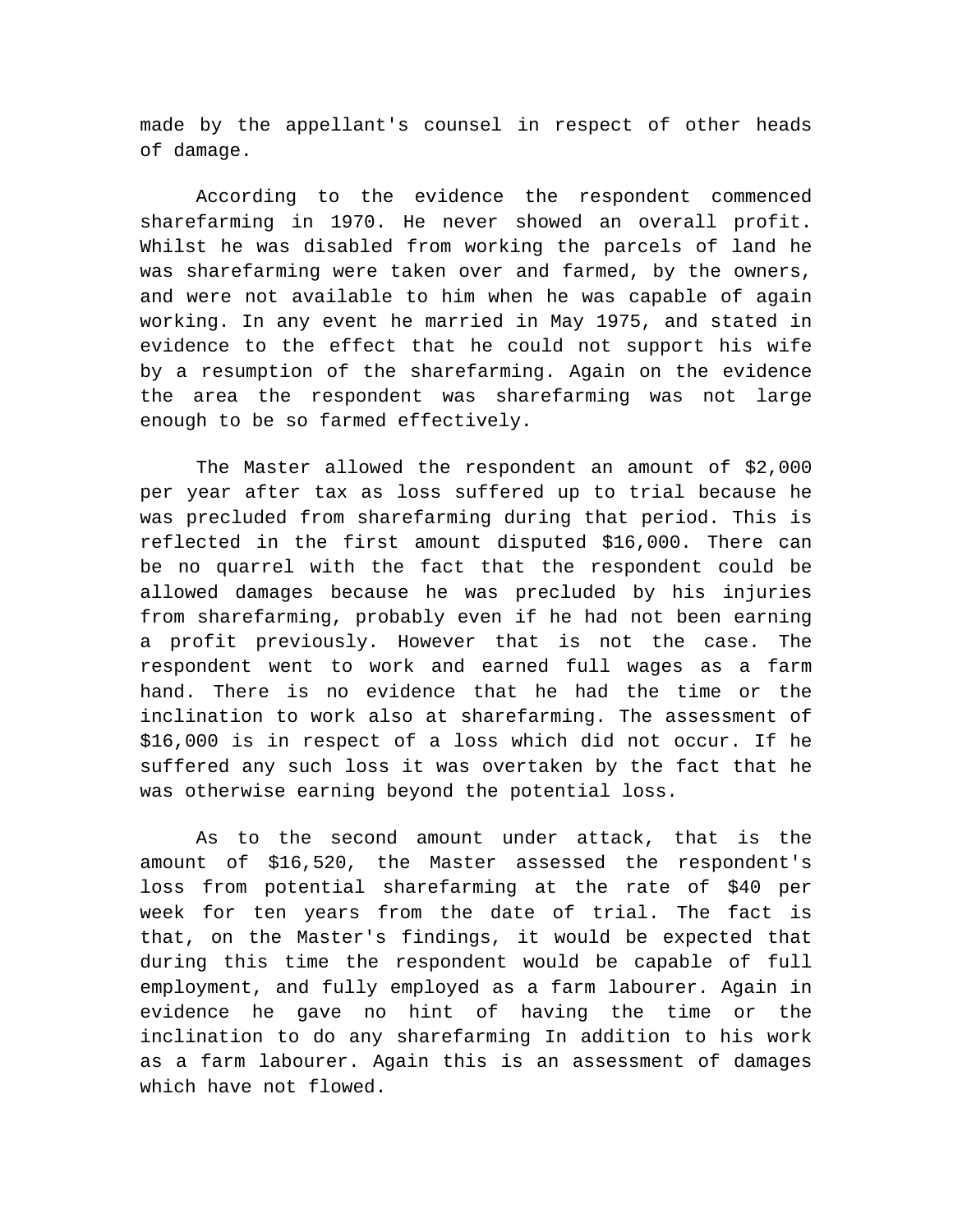made by the appellant's counsel in respect of other heads of damage.

According to the evidence the respondent commenced sharefarming in 1970. He never showed an overall profit. Whilst he was disabled from working the parcels of land he was sharefarming were taken over and farmed, by the owners, and were not available to him when he was capable of again working. In any event he married in May 1975, and stated in evidence to the effect that he could not support his wife by a resumption of the sharefarming. Again on the evidence the area the respondent was sharefarming was not large enough to be so farmed effectively.

The Master allowed the respondent an amount of $2,000 per year after tax as loss suffered up to trial because he was precluded from sharefarming during that period. This is reflected in the first amount disputed $16,000. There can be no quarrel with the fact that the respondent could be allowed damages because he was precluded by his injuries from sharefarming, probably even if he had not been earning a profit previously. However that is not the case. The respondent went to work and earned full wages as a farm hand. There is no evidence that he had the time or the inclination to work also at sharefarming. The assessment of $16,000 is in respect of a loss which did not occur. If he suffered any such loss it was overtaken by the fact that he was otherwise earning beyond the potential loss.

As to the second amount under attack, that is the amount of $16,520, the Master assessed the respondent's loss from potential sharefarming at the rate of $40 per week for ten years from the date of trial. The fact is that, on the Master's findings, it would be expected that during this time the respondent would be capable of full employment, and fully employed as a farm labourer. Again in evidence he gave no hint of having the time or the inclination to do any sharefarming In addition to his work as a farm labourer. Again this is an assessment of damages which have not flowed.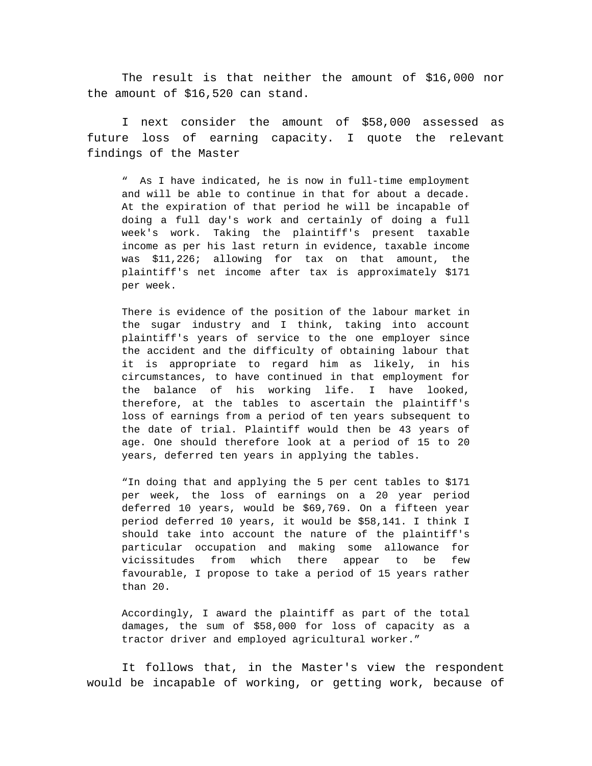The result is that neither the amount of $16,000 nor the amount of $16,520 can stand.

I next consider the amount of $58,000 assessed as future loss of earning capacity. I quote the relevant findings of the Master

> " As I have indicated, he is now in full-time employment and will be able to continue in that for about a decade. At the expiration of that period he will be incapable of doing a full day's work and certainly of doing a full week's work. Taking the plaintiff's present taxable income as per his last return in evidence, taxable income was $11,226; allowing for tax on that amount, the plaintiff's net income after tax is approximately $171 per week.
>
> There is evidence of the position of the labour market in the sugar industry and I think, taking into account plaintiff's years of service to the one employer since the accident and the difficulty of obtaining labour that it is appropriate to regard him as likely, in his circumstances, to have continued in that employment for the balance of his working life. I have looked, therefore, at the tables to ascertain the plaintiff's loss of earnings from a period of ten years subsequent to the date of trial. Plaintiff would then be 43 years of age. One should therefore look at a period of 15 to 20 years, deferred ten years in applying the tables.
>
> "In doing that and applying the 5 per cent tables to $171 per week, the loss of earnings on a 20 year period deferred 10 years, would be $69,769. On a fifteen year period deferred 10 years, it would be $58,141. I think I should take into account the nature of the plaintiff's particular occupation and making some allowance for vicissitudes from which there appear to be few favourable, I propose to take a period of 15 years rather than 20.
>
> Accordingly, I award the plaintiff as part of the total damages, the sum of $58,000 for loss of capacity as a tractor driver and employed agricultural worker."

It follows that, in the Master's view the respondent would be incapable of working, or getting work, because of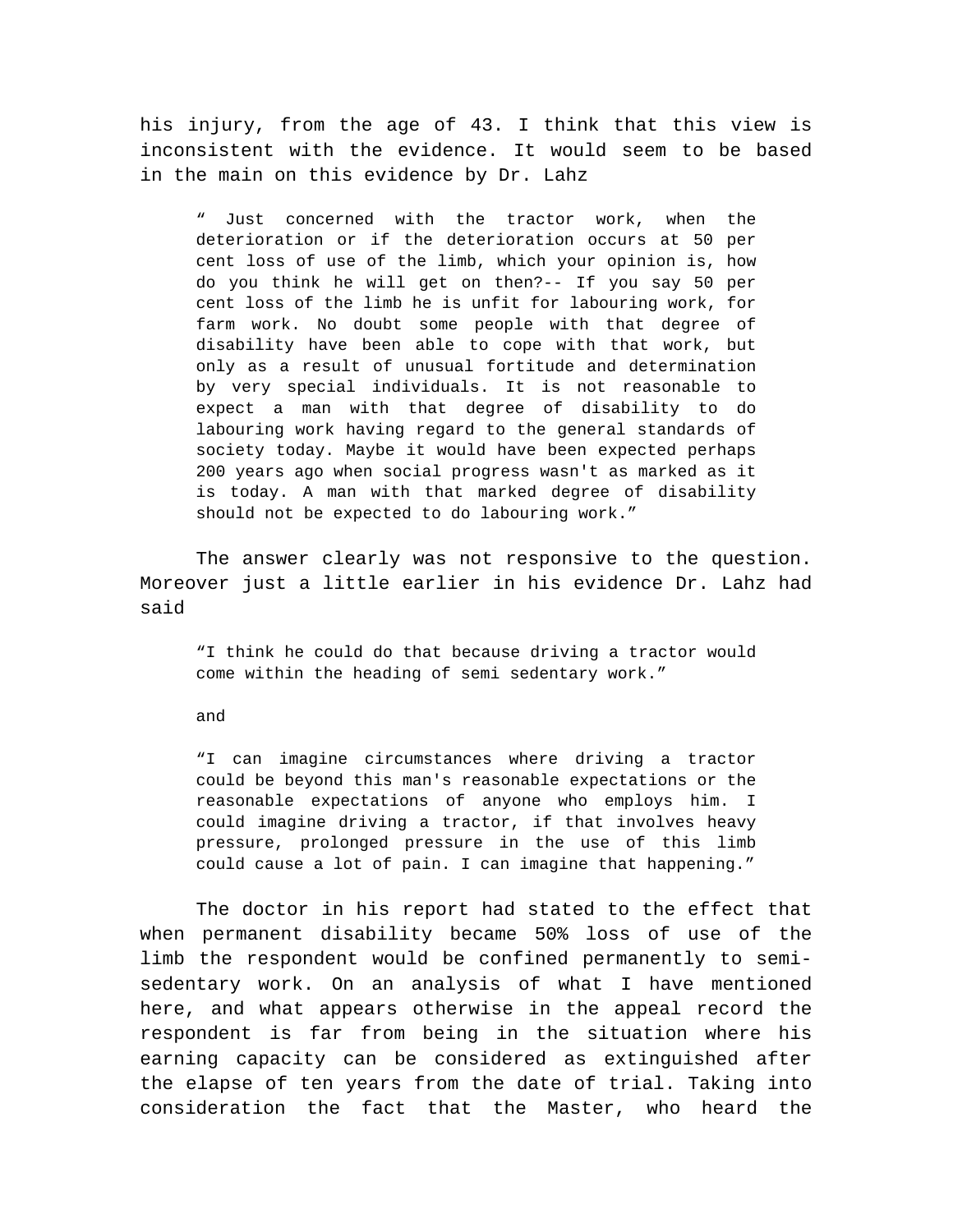his injury, from the age of 43. I think that this view is inconsistent with the evidence. It would seem to be based in the main on this evidence by Dr. Lahz

> " Just concerned with the tractor work, when the deterioration or if the deterioration occurs at 50 per cent loss of use of the limb, which your opinion is, how do you think he will get on then?-- If you say 50 per cent loss of the limb he is unfit for labouring work, for farm work. No doubt some people with that degree of disability have been able to cope with that work, but only as a result of unusual fortitude and determination by very special individuals. It is not reasonable to expect a man with that degree of disability to do labouring work having regard to the general standards of society today. Maybe it would have been expected perhaps 200 years ago when social progress wasn't as marked as it is today. A man with that marked degree of disability should not be expected to do labouring work."

The answer clearly was not responsive to the question. Moreover just a little earlier in his evidence Dr. Lahz had said

> "I think he could do that because driving a tractor would come within the heading of semi sedentary work."

> and

> "I can imagine circumstances where driving a tractor could be beyond this man's reasonable expectations or the reasonable expectations of anyone who employs him. I could imagine driving a tractor, if that involves heavy pressure, prolonged pressure in the use of this limb could cause a lot of pain. I can imagine that happening."

The doctor in his report had stated to the effect that when permanent disability became 50% loss of use of the limb the respondent would be confined permanently to semi-sedentary work. On an analysis of what I have mentioned here, and what appears otherwise in the appeal record the respondent is far from being in the situation where his earning capacity can be considered as extinguished after the elapse of ten years from the date of trial. Taking into consideration the fact that the Master, who heard the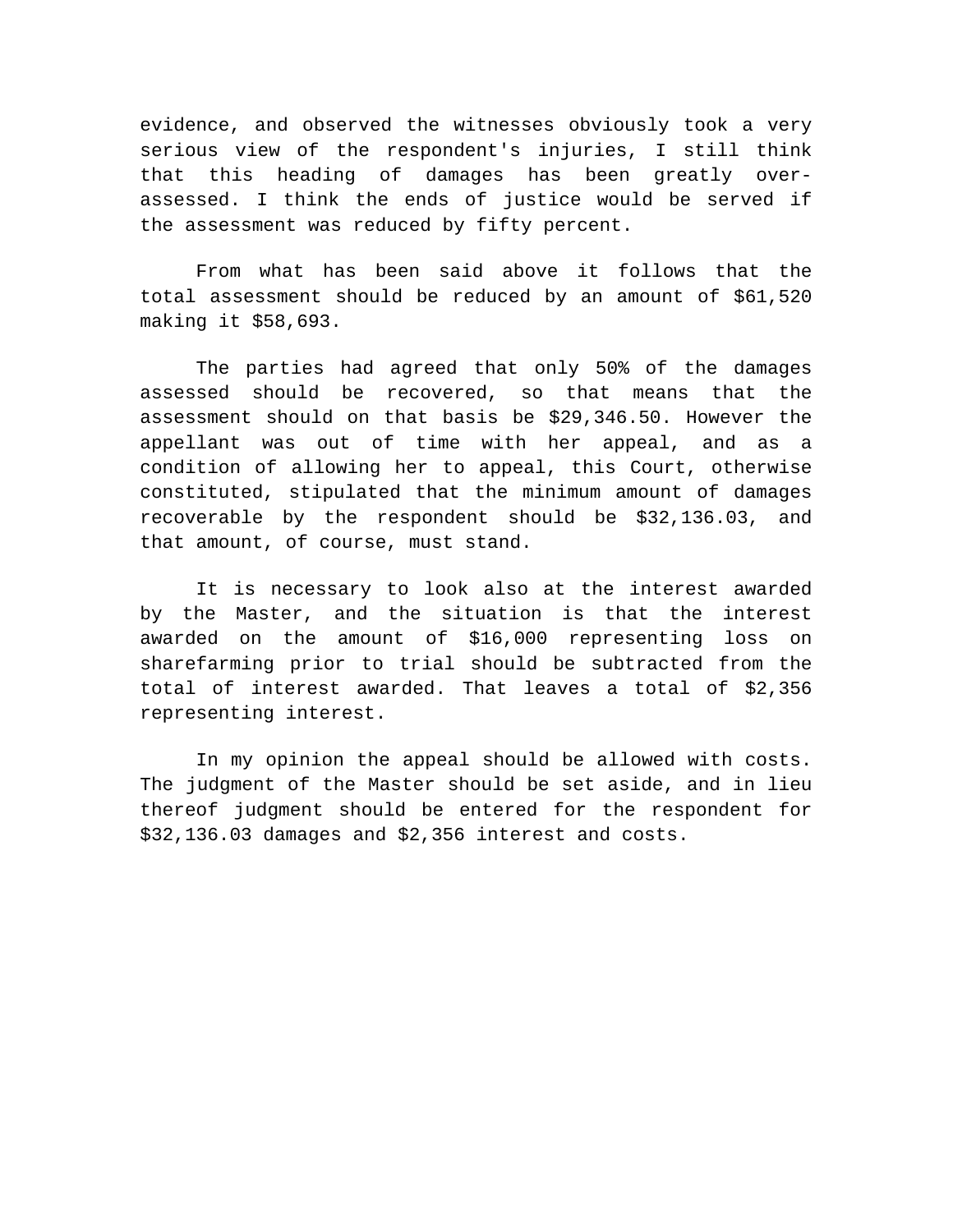evidence, and observed the witnesses obviously took a very serious view of the respondent's injuries, I still think that this heading of damages has been greatly over-assessed. I think the ends of justice would be served if the assessment was reduced by fifty percent.

From what has been said above it follows that the total assessment should be reduced by an amount of $61,520 making it $58,693.

The parties had agreed that only 50% of the damages assessed should be recovered, so that means that the assessment should on that basis be $29,346.50. However the appellant was out of time with her appeal, and as a condition of allowing her to appeal, this Court, otherwise constituted, stipulated that the minimum amount of damages recoverable by the respondent should be $32,136.03, and that amount, of course, must stand.

It is necessary to look also at the interest awarded by the Master, and the situation is that the interest awarded on the amount of $16,000 representing loss on sharefarming prior to trial should be subtracted from the total of interest awarded. That leaves a total of $2,356 representing interest.

In my opinion the appeal should be allowed with costs. The judgment of the Master should be set aside, and in lieu thereof judgment should be entered for the respondent for $32,136.03 damages and $2,356 interest and costs.